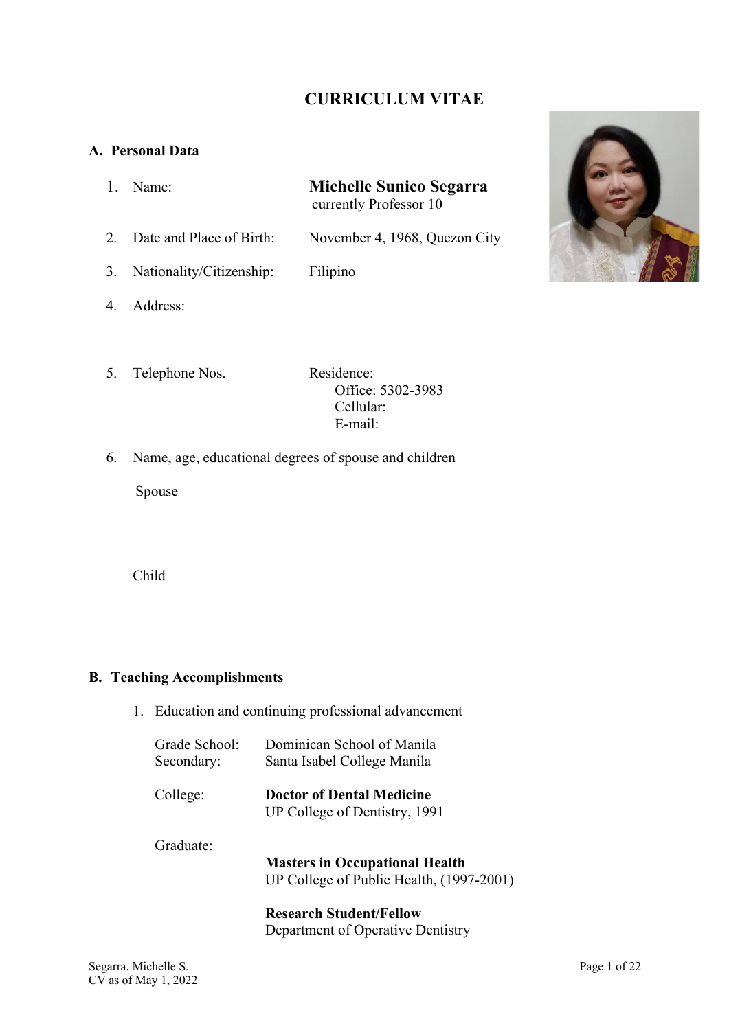# CURRICULUM VITAE

## A. Personal Data

1. Name: **Michelle Sunico Segarra**
   currently Professor 10

2. Date and Place of Birth: November 4, 1968, Quezon City

3. Nationality/Citizenship: Filipino

4. Address:

5. Telephone Nos. Residence:
   Office: 5302-3983
   Cellular:
   E-mail:

6. Name, age, educational degrees of spouse and children

   Spouse

   Child

## B. Teaching Accomplishments

1. Education and continuing professional advancement

   Grade School: Dominican School of Manila
   Secondary: Santa Isabel College Manila

   College: **Doctor of Dental Medicine**
   UP College of Dentistry, 1991

   Graduate:
   **Masters in Occupational Health**
   UP College of Public Health, (1997-2001)

   **Research Student/Fellow**
   Department of Operative Dentistry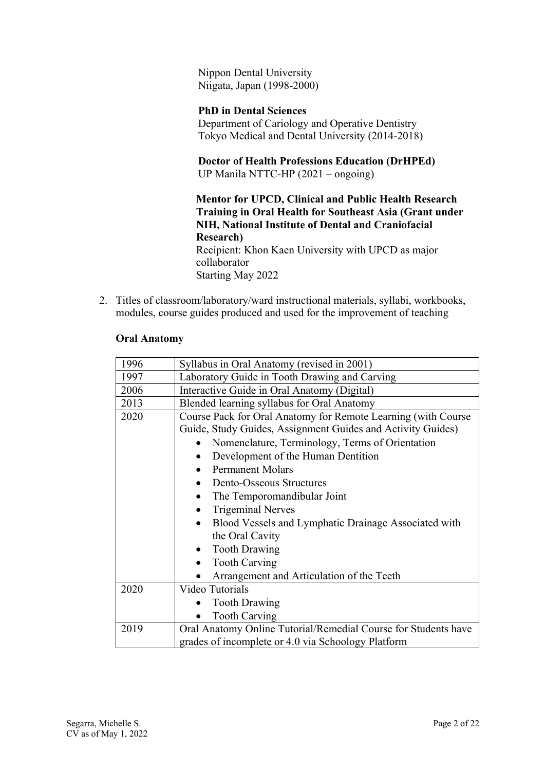Nippon Dental University
Niigata, Japan (1998-2000)

**PhD in Dental Sciences**
Department of Cariology and Operative Dentistry
Tokyo Medical and Dental University (2014-2018)

**Doctor of Health Professions Education (DrHPEd)**
UP Manila NTTC-HP (2021 – ongoing)

**Mentor for UPCD, Clinical and Public Health Research Training in Oral Health for Southeast Asia (Grant under NIH, National Institute of Dental and Craniofacial Research)**
Recipient: Khon Kaen University with UPCD as major collaborator
Starting May 2022

2. Titles of classroom/laboratory/ward instructional materials, syllabi, workbooks, modules, course guides produced and used for the improvement of teaching

**Oral Anatomy**

| | |
|---|---|
| 1996 | Syllabus in Oral Anatomy (revised in 2001) |
| 1997 | Laboratory Guide in Tooth Drawing and Carving |
| 2006 | Interactive Guide in Oral Anatomy (Digital) |
| 2013 | Blended learning syllabus for Oral Anatomy |
| 2020 | Course Pack for Oral Anatomy for Remote Learning (with Course Guide, Study Guides, Assignment Guides and Activity Guides)<br>• Nomenclature, Terminology, Terms of Orientation<br>• Development of the Human Dentition<br>• Permanent Molars<br>• Dento-Osseous Structures<br>• The Temporomandibular Joint<br>• Trigeminal Nerves<br>• Blood Vessels and Lymphatic Drainage Associated with the Oral Cavity<br>• Tooth Drawing<br>• Tooth Carving<br>• Arrangement and Articulation of the Teeth |
| 2020 | Video Tutorials<br>• Tooth Drawing<br>• Tooth Carving |
| 2019 | Oral Anatomy Online Tutorial/Remedial Course for Students have grades of incomplete or 4.0 via Schoology Platform |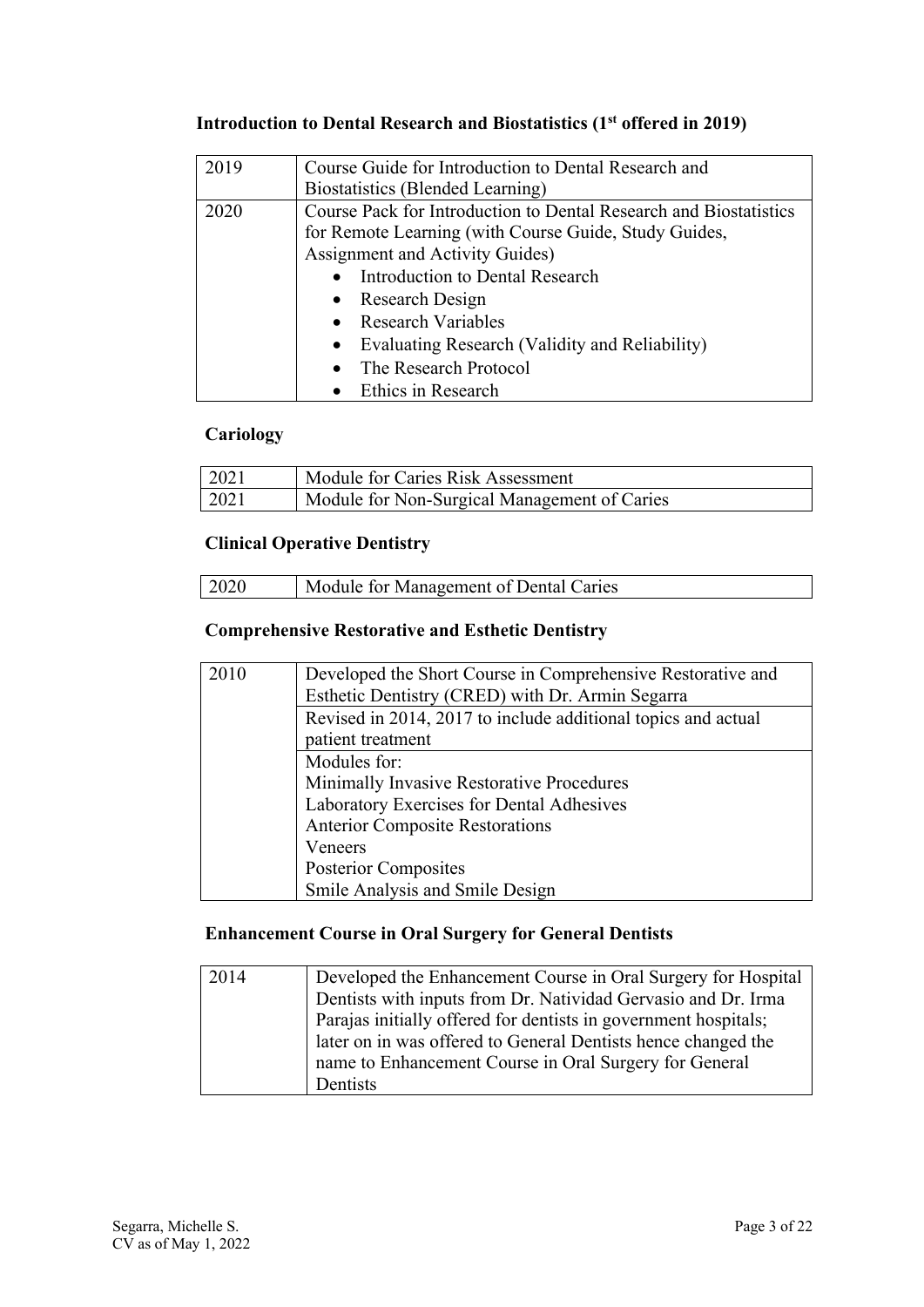**Introduction to Dental Research and Biostatistics (1st offered in 2019)**

| | |
|---|---|
| 2019 | Course Guide for Introduction to Dental Research and Biostatistics (Blended Learning) |
| 2020 | Course Pack for Introduction to Dental Research and Biostatistics for Remote Learning (with Course Guide, Study Guides, Assignment and Activity Guides)<br>• Introduction to Dental Research<br>• Research Design<br>• Research Variables<br>• Evaluating Research (Validity and Reliability)<br>• The Research Protocol<br>• Ethics in Research |

**Cariology**

| | |
|---|---|
| 2021 | Module for Caries Risk Assessment |
| 2021 | Module for Non-Surgical Management of Caries |

**Clinical Operative Dentistry**

| | |
|---|---|
| 2020 | Module for Management of Dental Caries |

**Comprehensive Restorative and Esthetic Dentistry**

| | |
|---|---|
| 2010 | Developed the Short Course in Comprehensive Restorative and Esthetic Dentistry (CRED) with Dr. Armin Segarra |
| | Revised in 2014, 2017 to include additional topics and actual patient treatment |
| | Modules for:<br>Minimally Invasive Restorative Procedures<br>Laboratory Exercises for Dental Adhesives<br>Anterior Composite Restorations<br>Veneers<br>Posterior Composites<br>Smile Analysis and Smile Design |

**Enhancement Course in Oral Surgery for General Dentists**

| | |
|---|---|
| 2014 | Developed the Enhancement Course in Oral Surgery for Hospital Dentists with inputs from Dr. Natividad Gervasio and Dr. Irma Parajas initially offered for dentists in government hospitals; later on in was offered to General Dentists hence changed the name to Enhancement Course in Oral Surgery for General Dentists |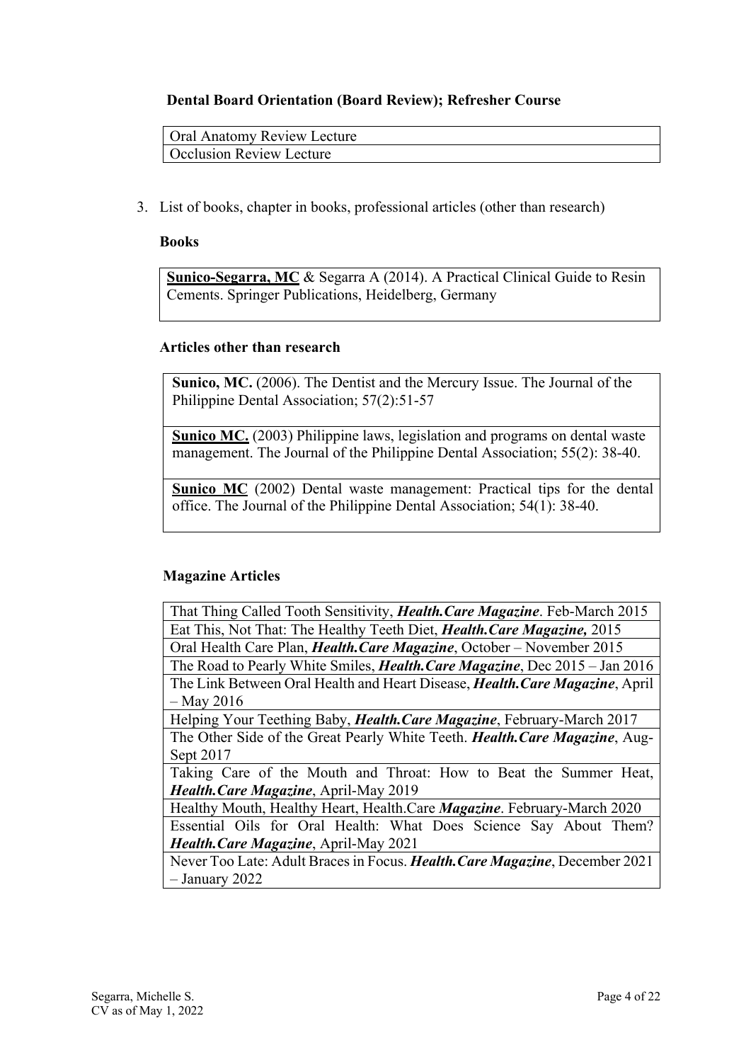**Dental Board Orientation (Board Review); Refresher Course**

| Oral Anatomy Review Lecture |
|---|
| Occlusion Review Lecture |

3. List of books, chapter in books, professional articles (other than research)

**Books**

| **Sunico-Segarra, MC** & Segarra A (2014). A Practical Clinical Guide to Resin Cements. Springer Publications, Heidelberg, Germany |
|---|

**Articles other than research**

| **Sunico, MC.** (2006). The Dentist and the Mercury Issue. The Journal of the Philippine Dental Association; 57(2):51-57 |
|---|
| **Sunico MC.** (2003) Philippine laws, legislation and programs on dental waste management. The Journal of the Philippine Dental Association; 55(2): 38-40. |
| **Sunico MC** (2002) Dental waste management: Practical tips for the dental office. The Journal of the Philippine Dental Association; 54(1): 38-40. |

**Magazine Articles**

| That Thing Called Tooth Sensitivity, ***Health.Care Magazine***. Feb-March 2015 |
|---|
| Eat This, Not That: The Healthy Teeth Diet, ***Health.Care Magazine,*** 2015 |
| Oral Health Care Plan, ***Health.Care Magazine***, October – November 2015 |
| The Road to Pearly White Smiles, ***Health.Care Magazine***, Dec 2015 – Jan 2016 |
| The Link Between Oral Health and Heart Disease, ***Health.Care Magazine***, April – May 2016 |
| Helping Your Teething Baby, ***Health.Care Magazine***, February-March 2017 |
| The Other Side of the Great Pearly White Teeth. ***Health.Care Magazine***, Aug-Sept 2017 |
| Taking Care of the Mouth and Throat: How to Beat the Summer Heat, ***Health.Care Magazine***, April-May 2019 |
| Healthy Mouth, Healthy Heart, Health.Care ***Magazine***. February-March 2020 |
| Essential Oils for Oral Health: What Does Science Say About Them? ***Health.Care Magazine***, April-May 2021 |
| Never Too Late: Adult Braces in Focus. ***Health.Care Magazine***, December 2021 – January 2022 |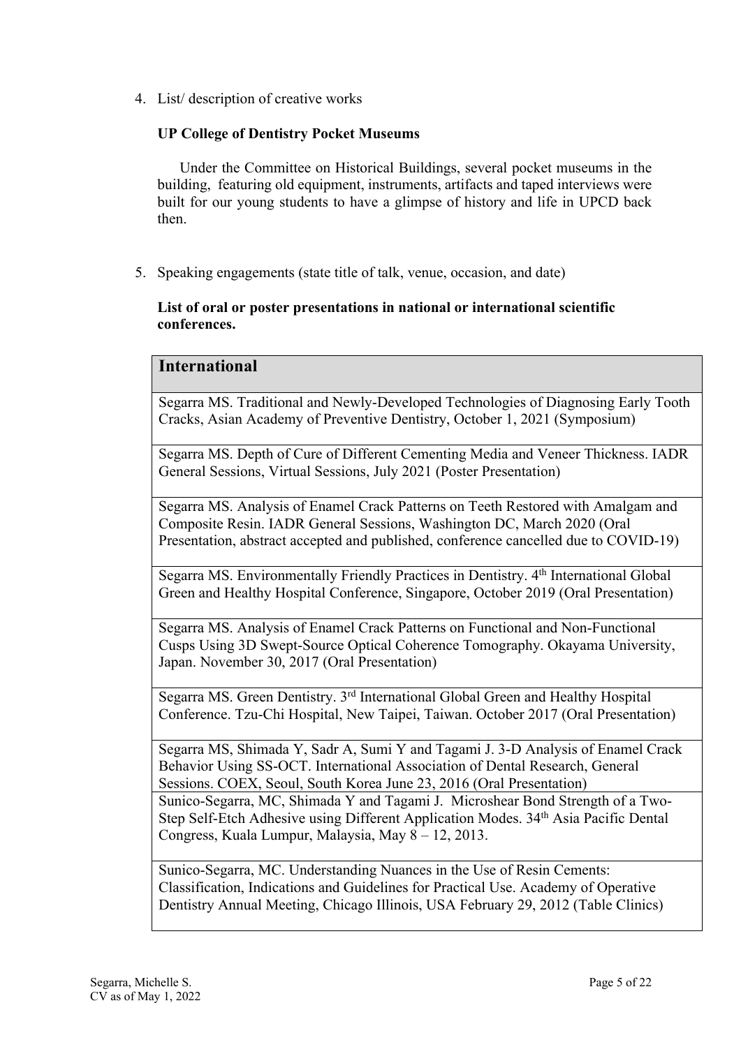4. List/ description of creative works

   **UP College of Dentistry Pocket Museums**

   Under the Committee on Historical Buildings, several pocket museums in the building, featuring old equipment, instruments, artifacts and taped interviews were built for our young students to have a glimpse of history and life in UPCD back then.

5. Speaking engagements (state title of talk, venue, occasion, and date)

   **List of oral or poster presentations in national or international scientific conferences.**

| **International** |
|---|
| Segarra MS. Traditional and Newly-Developed Technologies of Diagnosing Early Tooth Cracks, Asian Academy of Preventive Dentistry, October 1, 2021 (Symposium) |
| Segarra MS. Depth of Cure of Different Cementing Media and Veneer Thickness. IADR General Sessions, Virtual Sessions, July 2021 (Poster Presentation) |
| Segarra MS. Analysis of Enamel Crack Patterns on Teeth Restored with Amalgam and Composite Resin. IADR General Sessions, Washington DC, March 2020 (Oral Presentation, abstract accepted and published, conference cancelled due to COVID-19) |
| Segarra MS. Environmentally Friendly Practices in Dentistry. 4th International Global Green and Healthy Hospital Conference, Singapore, October 2019 (Oral Presentation) |
| Segarra MS. Analysis of Enamel Crack Patterns on Functional and Non-Functional Cusps Using 3D Swept-Source Optical Coherence Tomography. Okayama University, Japan. November 30, 2017 (Oral Presentation) |
| Segarra MS. Green Dentistry. 3rd International Global Green and Healthy Hospital Conference. Tzu-Chi Hospital, New Taipei, Taiwan. October 2017 (Oral Presentation) |
| Segarra MS, Shimada Y, Sadr A, Sumi Y and Tagami J. 3-D Analysis of Enamel Crack Behavior Using SS-OCT. International Association of Dental Research, General Sessions. COEX, Seoul, South Korea June 23, 2016 (Oral Presentation) |
| Sunico-Segarra, MC, Shimada Y and Tagami J. Microshear Bond Strength of a Two-Step Self-Etch Adhesive using Different Application Modes. 34th Asia Pacific Dental Congress, Kuala Lumpur, Malaysia, May 8 – 12, 2013. |
| Sunico-Segarra, MC. Understanding Nuances in the Use of Resin Cements: Classification, Indications and Guidelines for Practical Use. Academy of Operative Dentistry Annual Meeting, Chicago Illinois, USA February 29, 2012 (Table Clinics) |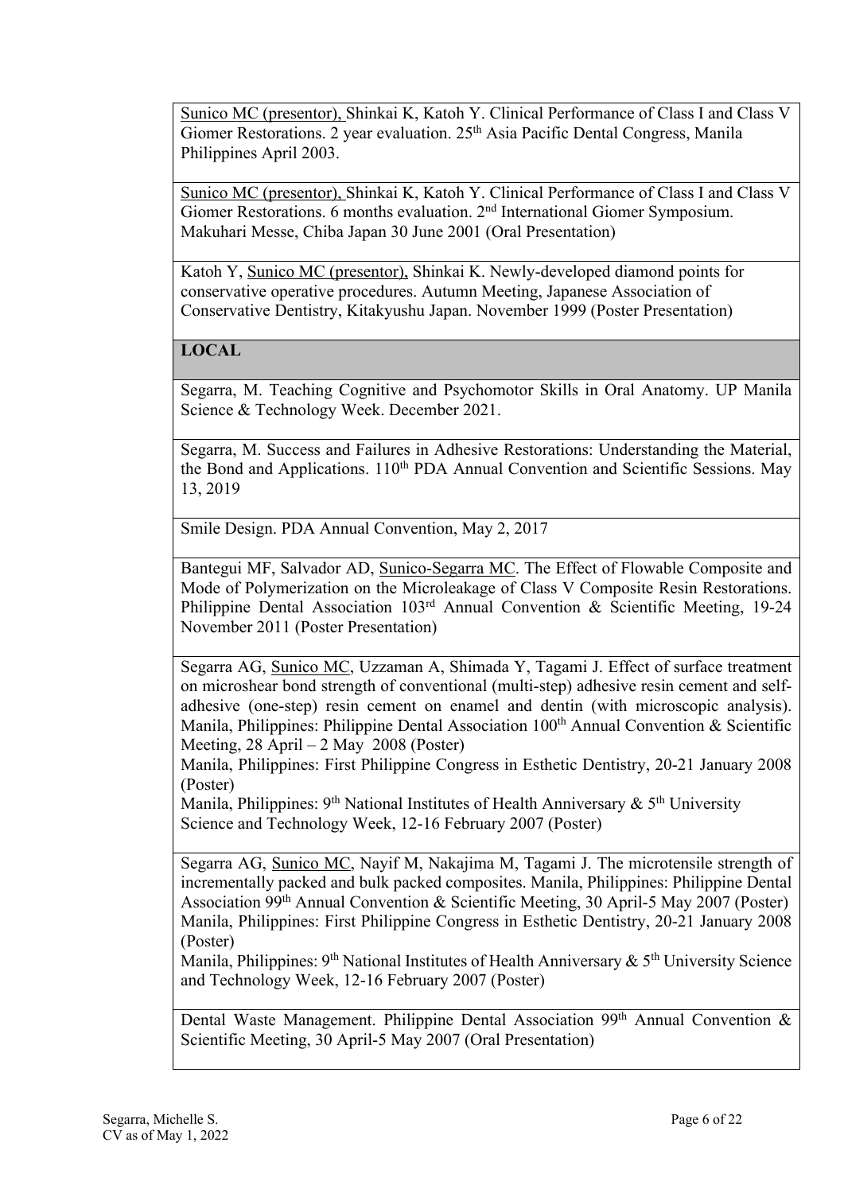Sunico MC (presentor), Shinkai K, Katoh Y. Clinical Performance of Class I and Class V Giomer Restorations. 2 year evaluation. 25th Asia Pacific Dental Congress, Manila Philippines April 2003.

Sunico MC (presentor), Shinkai K, Katoh Y. Clinical Performance of Class I and Class V Giomer Restorations. 6 months evaluation. 2nd International Giomer Symposium. Makuhari Messe, Chiba Japan 30 June 2001 (Oral Presentation)

Katoh Y, Sunico MC (presentor), Shinkai K. Newly-developed diamond points for conservative operative procedures. Autumn Meeting, Japanese Association of Conservative Dentistry, Kitakyushu Japan. November 1999 (Poster Presentation)

**LOCAL**

Segarra, M. Teaching Cognitive and Psychomotor Skills in Oral Anatomy. UP Manila Science & Technology Week. December 2021.

Segarra, M. Success and Failures in Adhesive Restorations: Understanding the Material, the Bond and Applications. 110th PDA Annual Convention and Scientific Sessions. May 13, 2019

Smile Design. PDA Annual Convention, May 2, 2017

Bantegui MF, Salvador AD, Sunico-Segarra MC. The Effect of Flowable Composite and Mode of Polymerization on the Microleakage of Class V Composite Resin Restorations. Philippine Dental Association 103rd Annual Convention & Scientific Meeting, 19-24 November 2011 (Poster Presentation)

Segarra AG, Sunico MC, Uzzaman A, Shimada Y, Tagami J. Effect of surface treatment on microshear bond strength of conventional (multi-step) adhesive resin cement and self-adhesive (one-step) resin cement on enamel and dentin (with microscopic analysis). Manila, Philippines: Philippine Dental Association 100th Annual Convention & Scientific Meeting, 28 April – 2 May 2008 (Poster)
Manila, Philippines: First Philippine Congress in Esthetic Dentistry, 20-21 January 2008 (Poster)
Manila, Philippines: 9th National Institutes of Health Anniversary & 5th University Science and Technology Week, 12-16 February 2007 (Poster)

Segarra AG, Sunico MC, Nayif M, Nakajima M, Tagami J. The microtensile strength of incrementally packed and bulk packed composites. Manila, Philippines: Philippine Dental Association 99th Annual Convention & Scientific Meeting, 30 April-5 May 2007 (Poster)
Manila, Philippines: First Philippine Congress in Esthetic Dentistry, 20-21 January 2008 (Poster)
Manila, Philippines: 9th National Institutes of Health Anniversary & 5th University Science and Technology Week, 12-16 February 2007 (Poster)

Dental Waste Management. Philippine Dental Association 99th Annual Convention & Scientific Meeting, 30 April-5 May 2007 (Oral Presentation)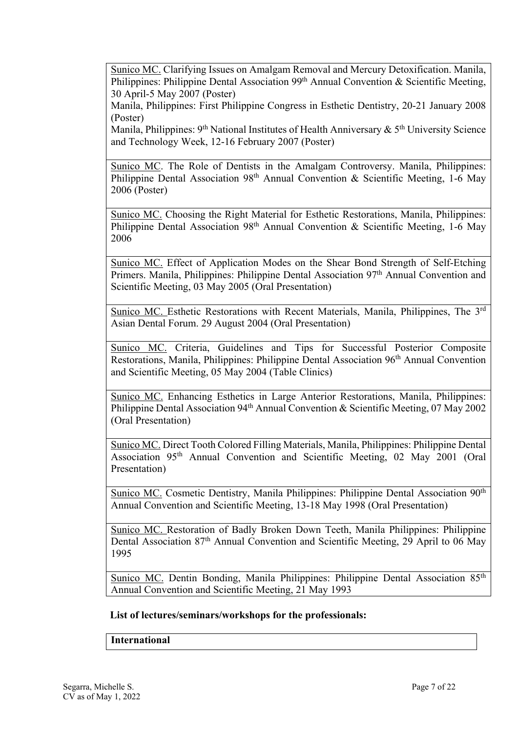<u>Sunico MC.</u> Clarifying Issues on Amalgam Removal and Mercury Detoxification. Manila, Philippines: Philippine Dental Association 99th Annual Convention & Scientific Meeting, 30 April-5 May 2007 (Poster)
Manila, Philippines: First Philippine Congress in Esthetic Dentistry, 20-21 January 2008 (Poster)
Manila, Philippines: 9th National Institutes of Health Anniversary & 5th University Science and Technology Week, 12-16 February 2007 (Poster)

<u>Sunico MC</u>. The Role of Dentists in the Amalgam Controversy. Manila, Philippines: Philippine Dental Association 98th Annual Convention & Scientific Meeting, 1-6 May 2006 (Poster)

<u>Sunico MC.</u> Choosing the Right Material for Esthetic Restorations, Manila, Philippines: Philippine Dental Association 98th Annual Convention & Scientific Meeting, 1-6 May 2006

<u>Sunico MC.</u> Effect of Application Modes on the Shear Bond Strength of Self-Etching Primers. Manila, Philippines: Philippine Dental Association 97th Annual Convention and Scientific Meeting, 03 May 2005 (Oral Presentation)

<u>Sunico MC.</u> Esthetic Restorations with Recent Materials, Manila, Philippines, The 3rd Asian Dental Forum. 29 August 2004 (Oral Presentation)

<u>Sunico MC.</u> Criteria, Guidelines and Tips for Successful Posterior Composite Restorations, Manila, Philippines: Philippine Dental Association 96th Annual Convention and Scientific Meeting, 05 May 2004 (Table Clinics)

<u>Sunico MC.</u> Enhancing Esthetics in Large Anterior Restorations, Manila, Philippines: Philippine Dental Association 94th Annual Convention & Scientific Meeting, 07 May 2002 (Oral Presentation)

<u>Sunico MC.</u> Direct Tooth Colored Filling Materials, Manila, Philippines: Philippine Dental Association 95th Annual Convention and Scientific Meeting, 02 May 2001 (Oral Presentation)

<u>Sunico MC.</u> Cosmetic Dentistry, Manila Philippines: Philippine Dental Association 90th Annual Convention and Scientific Meeting, 13-18 May 1998 (Oral Presentation)

<u>Sunico MC.</u> Restoration of Badly Broken Down Teeth, Manila Philippines: Philippine Dental Association 87th Annual Convention and Scientific Meeting, 29 April to 06 May 1995

<u>Sunico MC.</u> Dentin Bonding, Manila Philippines: Philippine Dental Association 85th Annual Convention and Scientific Meeting, 21 May 1993

**List of lectures/seminars/workshops for the professionals:**

**International**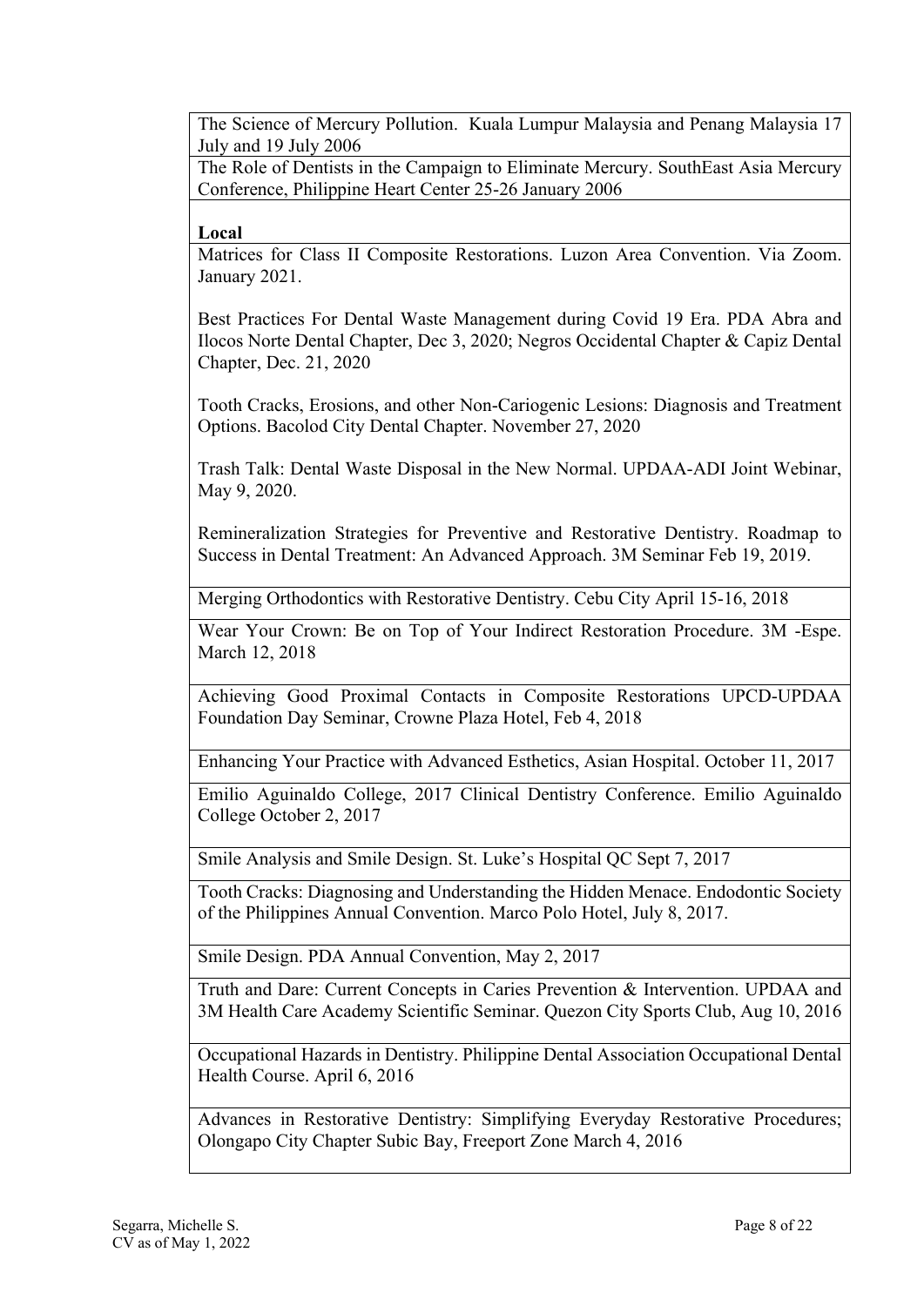The Science of Mercury Pollution. Kuala Lumpur Malaysia and Penang Malaysia 17 July and 19 July 2006

The Role of Dentists in the Campaign to Eliminate Mercury. SouthEast Asia Mercury Conference, Philippine Heart Center 25-26 January 2006

**Local**

Matrices for Class II Composite Restorations. Luzon Area Convention. Via Zoom. January 2021.

Best Practices For Dental Waste Management during Covid 19 Era. PDA Abra and Ilocos Norte Dental Chapter, Dec 3, 2020; Negros Occidental Chapter & Capiz Dental Chapter, Dec. 21, 2020

Tooth Cracks, Erosions, and other Non-Cariogenic Lesions: Diagnosis and Treatment Options. Bacolod City Dental Chapter. November 27, 2020

Trash Talk: Dental Waste Disposal in the New Normal. UPDAA-ADI Joint Webinar, May 9, 2020.

Remineralization Strategies for Preventive and Restorative Dentistry. Roadmap to Success in Dental Treatment: An Advanced Approach. 3M Seminar Feb 19, 2019.

Merging Orthodontics with Restorative Dentistry. Cebu City April 15-16, 2018

Wear Your Crown: Be on Top of Your Indirect Restoration Procedure. 3M -Espe. March 12, 2018

Achieving Good Proximal Contacts in Composite Restorations UPCD-UPDAA Foundation Day Seminar, Crowne Plaza Hotel, Feb 4, 2018

Enhancing Your Practice with Advanced Esthetics, Asian Hospital. October 11, 2017

Emilio Aguinaldo College, 2017 Clinical Dentistry Conference. Emilio Aguinaldo College October 2, 2017

Smile Analysis and Smile Design. St. Luke's Hospital QC Sept 7, 2017

Tooth Cracks: Diagnosing and Understanding the Hidden Menace. Endodontic Society of the Philippines Annual Convention. Marco Polo Hotel, July 8, 2017.

Smile Design. PDA Annual Convention, May 2, 2017

Truth and Dare: Current Concepts in Caries Prevention & Intervention. UPDAA and 3M Health Care Academy Scientific Seminar. Quezon City Sports Club, Aug 10, 2016

Occupational Hazards in Dentistry. Philippine Dental Association Occupational Dental Health Course. April 6, 2016

Advances in Restorative Dentistry: Simplifying Everyday Restorative Procedures; Olongapo City Chapter Subic Bay, Freeport Zone March 4, 2016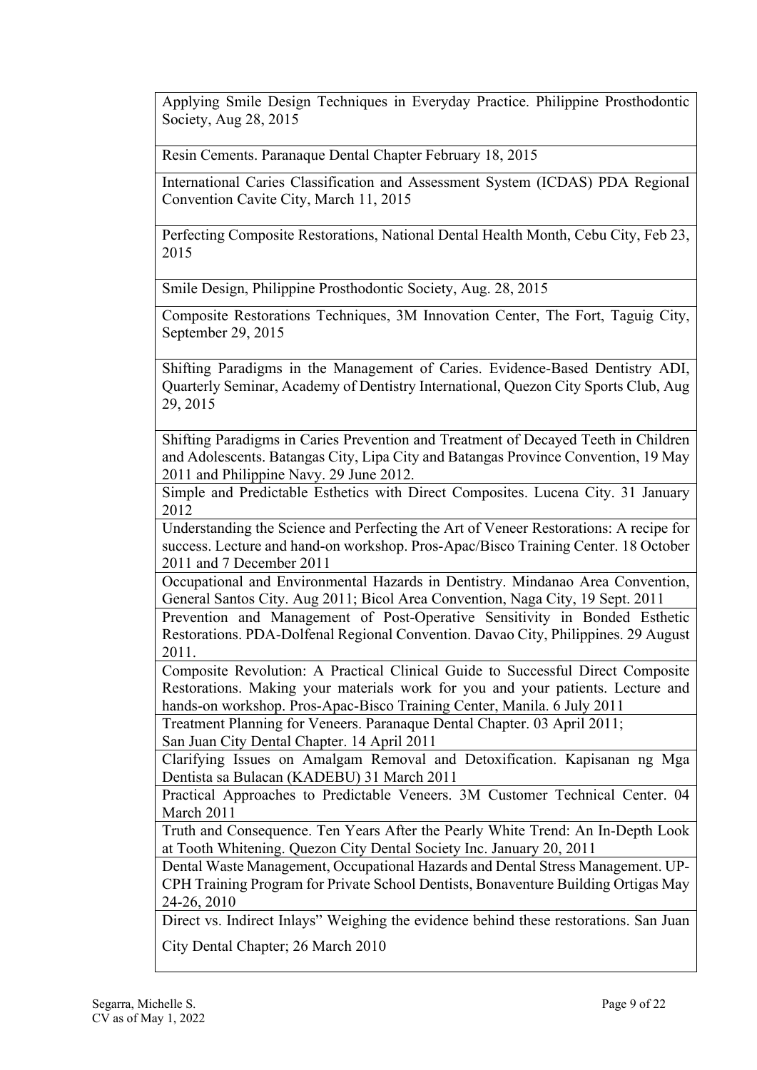| |
|---|
| Applying Smile Design Techniques in Everyday Practice. Philippine Prosthodontic Society, Aug 28, 2015 |
| Resin Cements. Paranaque Dental Chapter February 18, 2015 |
| International Caries Classification and Assessment System (ICDAS) PDA Regional Convention Cavite City, March 11, 2015 |
| Perfecting Composite Restorations, National Dental Health Month, Cebu City, Feb 23, 2015 |
| Smile Design, Philippine Prosthodontic Society, Aug. 28, 2015 |
| Composite Restorations Techniques, 3M Innovation Center, The Fort, Taguig City, September 29, 2015 |
| Shifting Paradigms in the Management of Caries. Evidence-Based Dentistry ADI, Quarterly Seminar, Academy of Dentistry International, Quezon City Sports Club, Aug 29, 2015 |
| Shifting Paradigms in Caries Prevention and Treatment of Decayed Teeth in Children and Adolescents. Batangas City, Lipa City and Batangas Province Convention, 19 May 2011 and Philippine Navy. 29 June 2012. |
| Simple and Predictable Esthetics with Direct Composites. Lucena City. 31 January 2012 |
| Understanding the Science and Perfecting the Art of Veneer Restorations: A recipe for success. Lecture and hand-on workshop. Pros-Apac/Bisco Training Center. 18 October 2011 and 7 December 2011 |
| Occupational and Environmental Hazards in Dentistry. Mindanao Area Convention, General Santos City. Aug 2011; Bicol Area Convention, Naga City, 19 Sept. 2011 |
| Prevention and Management of Post-Operative Sensitivity in Bonded Esthetic Restorations. PDA-Dolfenal Regional Convention. Davao City, Philippines. 29 August 2011. |
| Composite Revolution: A Practical Clinical Guide to Successful Direct Composite Restorations. Making your materials work for you and your patients. Lecture and hands-on workshop. Pros-Apac-Bisco Training Center, Manila. 6 July 2011 |
| Treatment Planning for Veneers. Paranaque Dental Chapter. 03 April 2011; San Juan City Dental Chapter. 14 April 2011 |
| Clarifying Issues on Amalgam Removal and Detoxification. Kapisanan ng Mga Dentista sa Bulacan (KADEBU) 31 March 2011 |
| Practical Approaches to Predictable Veneers. 3M Customer Technical Center. 04 March 2011 |
| Truth and Consequence. Ten Years After the Pearly White Trend: An In-Depth Look at Tooth Whitening. Quezon City Dental Society Inc. January 20, 2011 |
| Dental Waste Management, Occupational Hazards and Dental Stress Management. UP-CPH Training Program for Private School Dentists, Bonaventure Building Ortigas May 24-26, 2010 |
| Direct vs. Indirect Inlays" Weighing the evidence behind these restorations. San Juan City Dental Chapter; 26 March 2010 |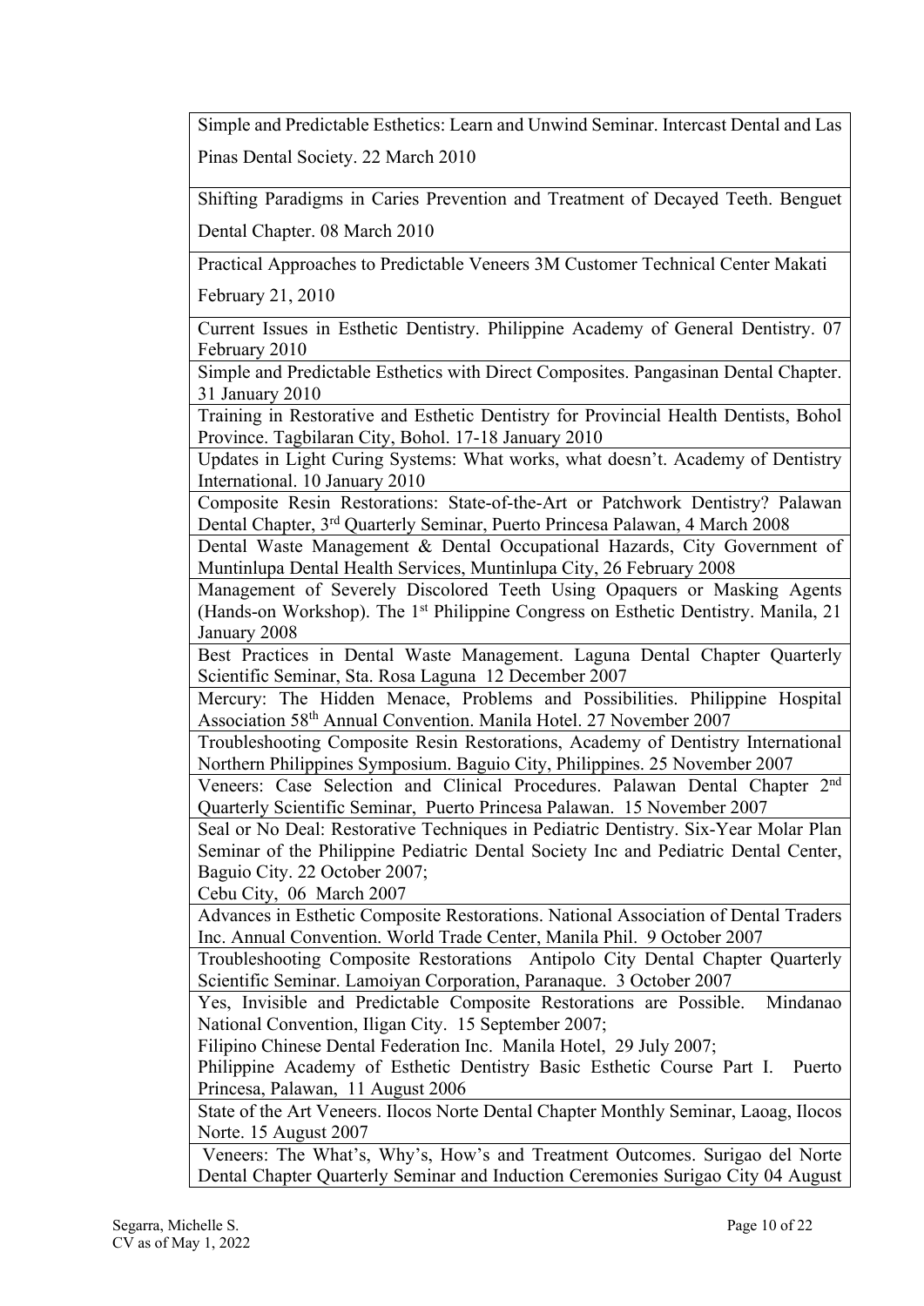| |
|---|
| Simple and Predictable Esthetics: Learn and Unwind Seminar. Intercast Dental and Las Pinas Dental Society. 22 March 2010 |
| Shifting Paradigms in Caries Prevention and Treatment of Decayed Teeth. Benguet Dental Chapter. 08 March 2010 |
| Practical Approaches to Predictable Veneers 3M Customer Technical Center Makati February 21, 2010 |
| Current Issues in Esthetic Dentistry. Philippine Academy of General Dentistry. 07 February 2010 |
| Simple and Predictable Esthetics with Direct Composites. Pangasinan Dental Chapter. 31 January 2010 |
| Training in Restorative and Esthetic Dentistry for Provincial Health Dentists, Bohol Province. Tagbilaran City, Bohol. 17-18 January 2010 |
| Updates in Light Curing Systems: What works, what doesn't. Academy of Dentistry International. 10 January 2010 |
| Composite Resin Restorations: State-of-the-Art or Patchwork Dentistry? Palawan Dental Chapter, 3rd Quarterly Seminar, Puerto Princesa Palawan, 4 March 2008 |
| Dental Waste Management & Dental Occupational Hazards, City Government of Muntinlupa Dental Health Services, Muntinlupa City, 26 February 2008 |
| Management of Severely Discolored Teeth Using Opaquers or Masking Agents (Hands-on Workshop). The 1st Philippine Congress on Esthetic Dentistry. Manila, 21 January 2008 |
| Best Practices in Dental Waste Management. Laguna Dental Chapter Quarterly Scientific Seminar, Sta. Rosa Laguna 12 December 2007 |
| Mercury: The Hidden Menace, Problems and Possibilities. Philippine Hospital Association 58th Annual Convention. Manila Hotel. 27 November 2007 |
| Troubleshooting Composite Resin Restorations, Academy of Dentistry International Northern Philippines Symposium. Baguio City, Philippines. 25 November 2007 |
| Veneers: Case Selection and Clinical Procedures. Palawan Dental Chapter 2nd Quarterly Scientific Seminar, Puerto Princesa Palawan. 15 November 2007 |
| Seal or No Deal: Restorative Techniques in Pediatric Dentistry. Six-Year Molar Plan Seminar of the Philippine Pediatric Dental Society Inc and Pediatric Dental Center, Baguio City. 22 October 2007;<br>Cebu City, 06 March 2007 |
| Advances in Esthetic Composite Restorations. National Association of Dental Traders Inc. Annual Convention. World Trade Center, Manila Phil. 9 October 2007 |
| Troubleshooting Composite Restorations Antipolo City Dental Chapter Quarterly Scientific Seminar. Lamoiyan Corporation, Paranaque. 3 October 2007 |
| Yes, Invisible and Predictable Composite Restorations are Possible. Mindanao National Convention, Iligan City. 15 September 2007;<br>Filipino Chinese Dental Federation Inc. Manila Hotel, 29 July 2007;<br>Philippine Academy of Esthetic Dentistry Basic Esthetic Course Part I. Puerto Princesa, Palawan, 11 August 2006 |
| State of the Art Veneers. Ilocos Norte Dental Chapter Monthly Seminar, Laoag, Ilocos Norte. 15 August 2007 |
| Veneers: The What's, Why's, How's and Treatment Outcomes. Surigao del Norte Dental Chapter Quarterly Seminar and Induction Ceremonies Surigao City 04 August |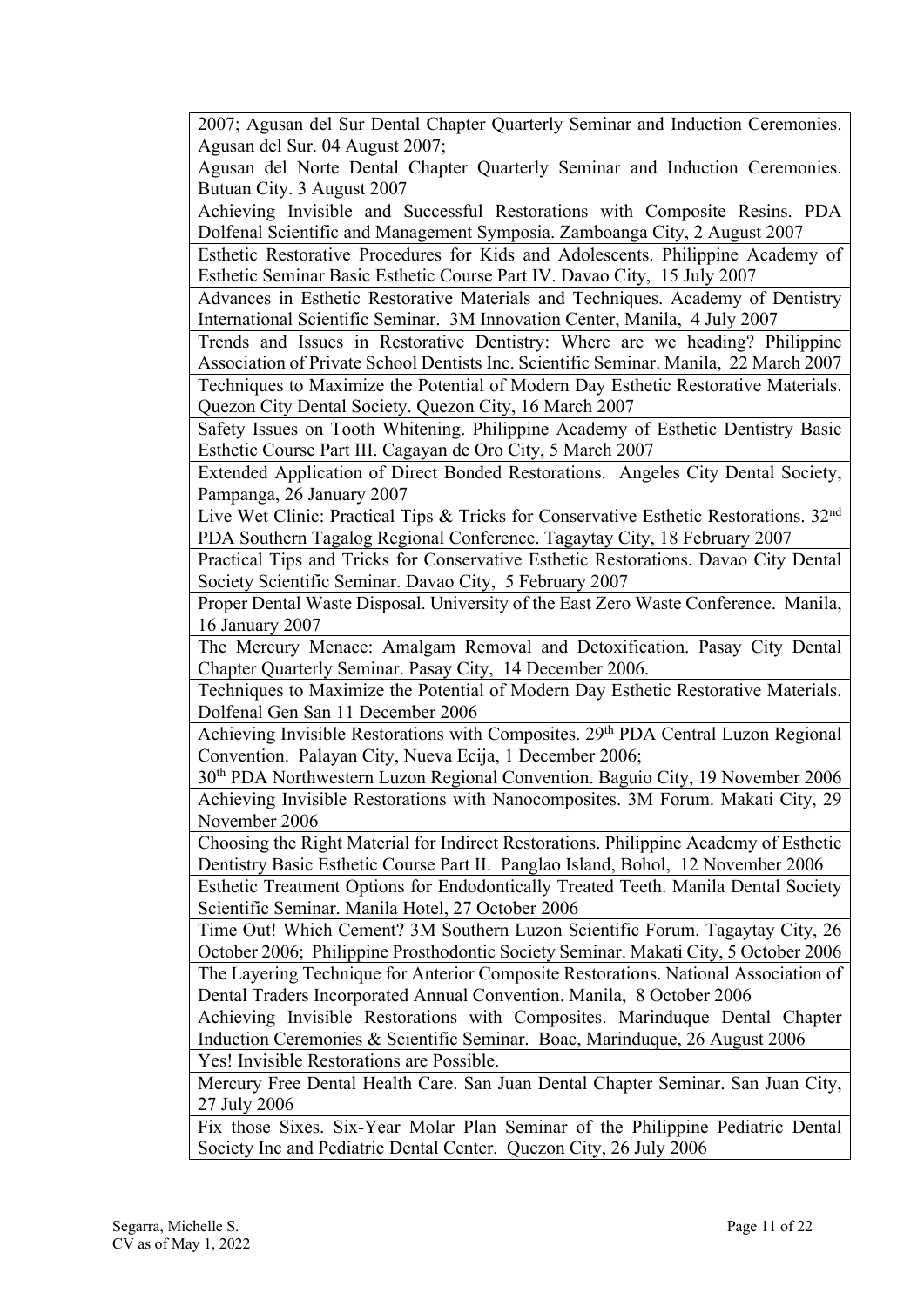| |
|---|
| 2007; Agusan del Sur Dental Chapter Quarterly Seminar and Induction Ceremonies. Agusan del Sur. 04 August 2007; Agusan del Norte Dental Chapter Quarterly Seminar and Induction Ceremonies. Butuan City. 3 August 2007 |
| Achieving Invisible and Successful Restorations with Composite Resins. PDA Dolfenal Scientific and Management Symposia. Zamboanga City, 2 August 2007 |
| Esthetic Restorative Procedures for Kids and Adolescents. Philippine Academy of Esthetic Seminar Basic Esthetic Course Part IV. Davao City, 15 July 2007 |
| Advances in Esthetic Restorative Materials and Techniques. Academy of Dentistry International Scientific Seminar. 3M Innovation Center, Manila, 4 July 2007 |
| Trends and Issues in Restorative Dentistry: Where are we heading? Philippine Association of Private School Dentists Inc. Scientific Seminar. Manila, 22 March 2007 |
| Techniques to Maximize the Potential of Modern Day Esthetic Restorative Materials. Quezon City Dental Society. Quezon City, 16 March 2007 |
| Safety Issues on Tooth Whitening. Philippine Academy of Esthetic Dentistry Basic Esthetic Course Part III. Cagayan de Oro City, 5 March 2007 |
| Extended Application of Direct Bonded Restorations. Angeles City Dental Society, Pampanga, 26 January 2007 |
| Live Wet Clinic: Practical Tips & Tricks for Conservative Esthetic Restorations. 32nd PDA Southern Tagalog Regional Conference. Tagaytay City, 18 February 2007 |
| Practical Tips and Tricks for Conservative Esthetic Restorations. Davao City Dental Society Scientific Seminar. Davao City, 5 February 2007 |
| Proper Dental Waste Disposal. University of the East Zero Waste Conference. Manila, 16 January 2007 |
| The Mercury Menace: Amalgam Removal and Detoxification. Pasay City Dental Chapter Quarterly Seminar. Pasay City, 14 December 2006. |
| Techniques to Maximize the Potential of Modern Day Esthetic Restorative Materials. Dolfenal Gen San 11 December 2006 |
| Achieving Invisible Restorations with Composites. 29th PDA Central Luzon Regional Convention. Palayan City, Nueva Ecija, 1 December 2006; 30th PDA Northwestern Luzon Regional Convention. Baguio City, 19 November 2006 |
| Achieving Invisible Restorations with Nanocomposites. 3M Forum. Makati City, 29 November 2006 |
| Choosing the Right Material for Indirect Restorations. Philippine Academy of Esthetic Dentistry Basic Esthetic Course Part II. Panglao Island, Bohol, 12 November 2006 |
| Esthetic Treatment Options for Endodontically Treated Teeth. Manila Dental Society Scientific Seminar. Manila Hotel, 27 October 2006 |
| Time Out! Which Cement? 3M Southern Luzon Scientific Forum. Tagaytay City, 26 October 2006; Philippine Prosthodontic Society Seminar. Makati City, 5 October 2006 |
| The Layering Technique for Anterior Composite Restorations. National Association of Dental Traders Incorporated Annual Convention. Manila, 8 October 2006 |
| Achieving Invisible Restorations with Composites. Marinduque Dental Chapter Induction Ceremonies & Scientific Seminar. Boac, Marinduque, 26 August 2006 |
| Yes! Invisible Restorations are Possible. |
| Mercury Free Dental Health Care. San Juan Dental Chapter Seminar. San Juan City, 27 July 2006 |
| Fix those Sixes. Six-Year Molar Plan Seminar of the Philippine Pediatric Dental Society Inc and Pediatric Dental Center. Quezon City, 26 July 2006 |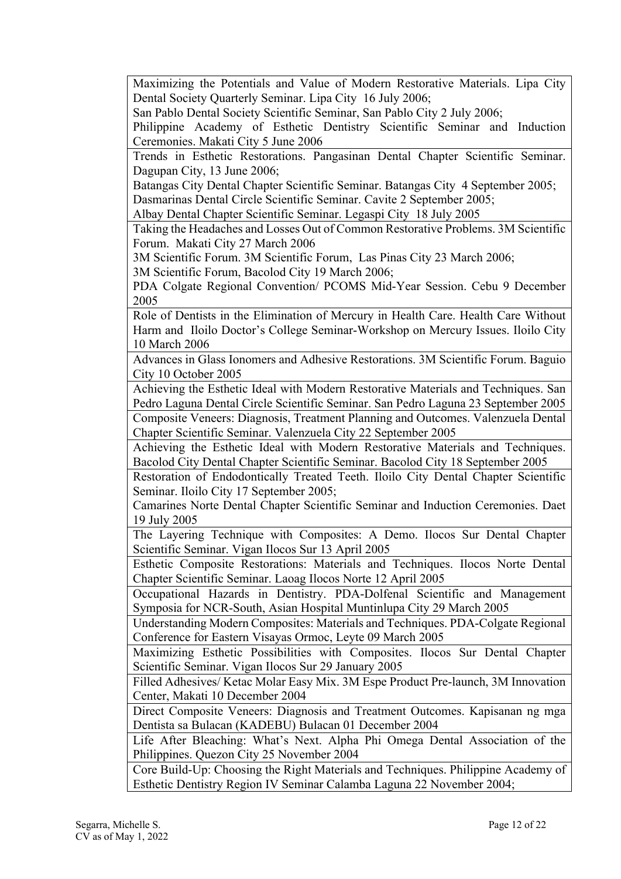| |
|---|
| Maximizing the Potentials and Value of Modern Restorative Materials. Lipa City Dental Society Quarterly Seminar. Lipa City 16 July 2006;<br>San Pablo Dental Society Scientific Seminar, San Pablo City 2 July 2006;<br>Philippine Academy of Esthetic Dentistry Scientific Seminar and Induction Ceremonies. Makati City 5 June 2006 |
| Trends in Esthetic Restorations. Pangasinan Dental Chapter Scientific Seminar. Dagupan City, 13 June 2006;<br>Batangas City Dental Chapter Scientific Seminar. Batangas City 4 September 2005;<br>Dasmarinas Dental Circle Scientific Seminar. Cavite 2 September 2005;<br>Albay Dental Chapter Scientific Seminar. Legaspi City 18 July 2005 |
| Taking the Headaches and Losses Out of Common Restorative Problems. 3M Scientific Forum. Makati City 27 March 2006<br>3M Scientific Forum. 3M Scientific Forum, Las Pinas City 23 March 2006;<br>3M Scientific Forum, Bacolod City 19 March 2006;<br>PDA Colgate Regional Convention/ PCOMS Mid-Year Session. Cebu 9 December 2005 |
| Role of Dentists in the Elimination of Mercury in Health Care. Health Care Without Harm and Iloilo Doctor's College Seminar-Workshop on Mercury Issues. Iloilo City 10 March 2006 |
| Advances in Glass Ionomers and Adhesive Restorations. 3M Scientific Forum. Baguio City 10 October 2005 |
| Achieving the Esthetic Ideal with Modern Restorative Materials and Techniques. San Pedro Laguna Dental Circle Scientific Seminar. San Pedro Laguna 23 September 2005 |
| Composite Veneers: Diagnosis, Treatment Planning and Outcomes. Valenzuela Dental Chapter Scientific Seminar. Valenzuela City 22 September 2005 |
| Achieving the Esthetic Ideal with Modern Restorative Materials and Techniques. Bacolod City Dental Chapter Scientific Seminar. Bacolod City 18 September 2005 |
| Restoration of Endodontically Treated Teeth. Iloilo City Dental Chapter Scientific Seminar. Iloilo City 17 September 2005;<br>Camarines Norte Dental Chapter Scientific Seminar and Induction Ceremonies. Daet 19 July 2005 |
| The Layering Technique with Composites: A Demo. Ilocos Sur Dental Chapter Scientific Seminar. Vigan Ilocos Sur 13 April 2005 |
| Esthetic Composite Restorations: Materials and Techniques. Ilocos Norte Dental Chapter Scientific Seminar. Laoag Ilocos Norte 12 April 2005 |
| Occupational Hazards in Dentistry. PDA-Dolfenal Scientific and Management Symposia for NCR-South, Asian Hospital Muntinlupa City 29 March 2005 |
| Understanding Modern Composites: Materials and Techniques. PDA-Colgate Regional Conference for Eastern Visayas Ormoc, Leyte 09 March 2005 |
| Maximizing Esthetic Possibilities with Composites. Ilocos Sur Dental Chapter Scientific Seminar. Vigan Ilocos Sur 29 January 2005 |
| Filled Adhesives/ Ketac Molar Easy Mix. 3M Espe Product Pre-launch, 3M Innovation Center, Makati 10 December 2004 |
| Direct Composite Veneers: Diagnosis and Treatment Outcomes. Kapisanan ng mga Dentista sa Bulacan (KADEBU) Bulacan 01 December 2004 |
| Life After Bleaching: What's Next. Alpha Phi Omega Dental Association of the Philippines. Quezon City 25 November 2004 |
| Core Build-Up: Choosing the Right Materials and Techniques. Philippine Academy of Esthetic Dentistry Region IV Seminar Calamba Laguna 22 November 2004; |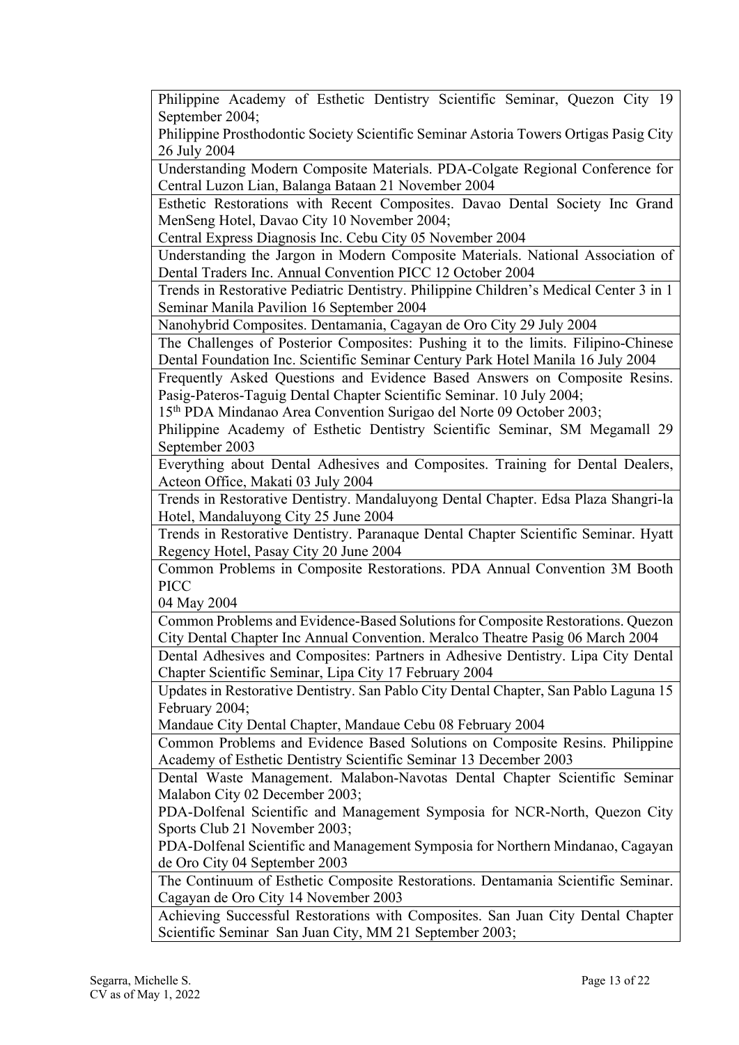| |
|---|
| Philippine Academy of Esthetic Dentistry Scientific Seminar, Quezon City 19 September 2004; Philippine Prosthodontic Society Scientific Seminar Astoria Towers Ortigas Pasig City 26 July 2004 |
| Understanding Modern Composite Materials. PDA-Colgate Regional Conference for Central Luzon Lian, Balanga Bataan 21 November 2004 |
| Esthetic Restorations with Recent Composites. Davao Dental Society Inc Grand MenSeng Hotel, Davao City 10 November 2004; Central Express Diagnosis Inc. Cebu City 05 November 2004 |
| Understanding the Jargon in Modern Composite Materials. National Association of Dental Traders Inc. Annual Convention PICC 12 October 2004 |
| Trends in Restorative Pediatric Dentistry. Philippine Children's Medical Center 3 in 1 Seminar Manila Pavilion 16 September 2004 |
| Nanohybrid Composites. Dentamania, Cagayan de Oro City 29 July 2004 |
| The Challenges of Posterior Composites: Pushing it to the limits. Filipino-Chinese Dental Foundation Inc. Scientific Seminar Century Park Hotel Manila 16 July 2004 |
| Frequently Asked Questions and Evidence Based Answers on Composite Resins. Pasig-Pateros-Taguig Dental Chapter Scientific Seminar. 10 July 2004; 15th PDA Mindanao Area Convention Surigao del Norte 09 October 2003; Philippine Academy of Esthetic Dentistry Scientific Seminar, SM Megamall 29 September 2003 |
| Everything about Dental Adhesives and Composites. Training for Dental Dealers, Acteon Office, Makati 03 July 2004 |
| Trends in Restorative Dentistry. Mandaluyong Dental Chapter. Edsa Plaza Shangri-la Hotel, Mandaluyong City 25 June 2004 |
| Trends in Restorative Dentistry. Paranaque Dental Chapter Scientific Seminar. Hyatt Regency Hotel, Pasay City 20 June 2004 |
| Common Problems in Composite Restorations. PDA Annual Convention 3M Booth PICC 04 May 2004 |
| Common Problems and Evidence-Based Solutions for Composite Restorations. Quezon City Dental Chapter Inc Annual Convention. Meralco Theatre Pasig 06 March 2004 |
| Dental Adhesives and Composites: Partners in Adhesive Dentistry. Lipa City Dental Chapter Scientific Seminar, Lipa City 17 February 2004 |
| Updates in Restorative Dentistry. San Pablo City Dental Chapter, San Pablo Laguna 15 February 2004; Mandaue City Dental Chapter, Mandaue Cebu 08 February 2004 |
| Common Problems and Evidence Based Solutions on Composite Resins. Philippine Academy of Esthetic Dentistry Scientific Seminar 13 December 2003 |
| Dental Waste Management. Malabon-Navotas Dental Chapter Scientific Seminar Malabon City 02 December 2003; PDA-Dolfenal Scientific and Management Symposia for NCR-North, Quezon City Sports Club 21 November 2003; PDA-Dolfenal Scientific and Management Symposia for Northern Mindanao, Cagayan de Oro City 04 September 2003 |
| The Continuum of Esthetic Composite Restorations. Dentamania Scientific Seminar. Cagayan de Oro City 14 November 2003 |
| Achieving Successful Restorations with Composites. San Juan City Dental Chapter Scientific Seminar San Juan City, MM 21 September 2003; |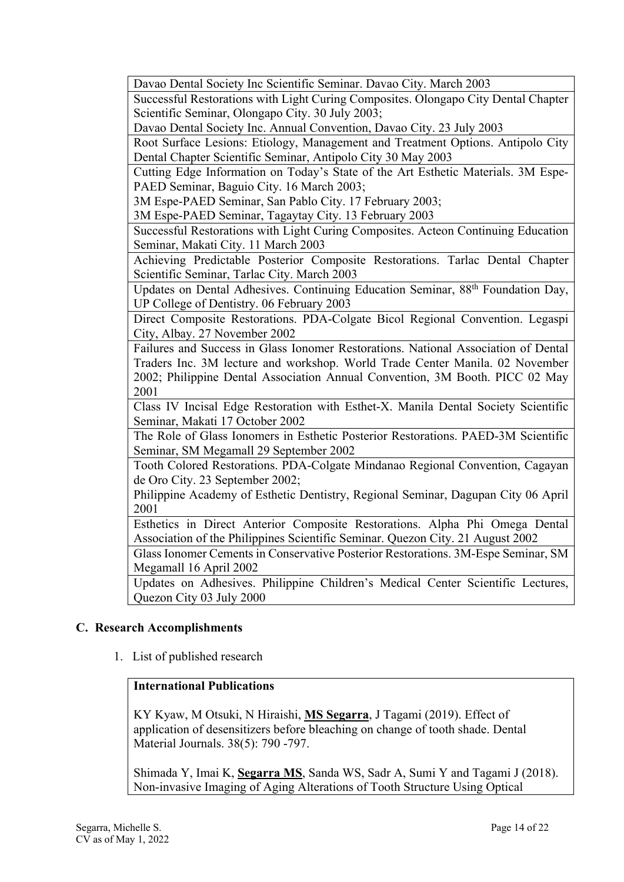| Davao Dental Society Inc Scientific Seminar. Davao City. March 2003 |
|---|
| Successful Restorations with Light Curing Composites. Olongapo City Dental Chapter Scientific Seminar, Olongapo City. 30 July 2003; Davao Dental Society Inc. Annual Convention, Davao City. 23 July 2003 |
| Root Surface Lesions: Etiology, Management and Treatment Options. Antipolo City Dental Chapter Scientific Seminar, Antipolo City 30 May 2003 |
| Cutting Edge Information on Today's State of the Art Esthetic Materials. 3M Espe-PAED Seminar, Baguio City. 16 March 2003; 3M Espe-PAED Seminar, San Pablo City. 17 February 2003; 3M Espe-PAED Seminar, Tagaytay City. 13 February 2003 |
| Successful Restorations with Light Curing Composites. Acteon Continuing Education Seminar, Makati City. 11 March 2003 |
| Achieving Predictable Posterior Composite Restorations. Tarlac Dental Chapter Scientific Seminar, Tarlac City. March 2003 |
| Updates on Dental Adhesives. Continuing Education Seminar, 88th Foundation Day, UP College of Dentistry. 06 February 2003 |
| Direct Composite Restorations. PDA-Colgate Bicol Regional Convention. Legaspi City, Albay. 27 November 2002 |
| Failures and Success in Glass Ionomer Restorations. National Association of Dental Traders Inc. 3M lecture and workshop. World Trade Center Manila. 02 November 2002; Philippine Dental Association Annual Convention, 3M Booth. PICC 02 May 2001 |
| Class IV Incisal Edge Restoration with Esthet-X. Manila Dental Society Scientific Seminar, Makati 17 October 2002 |
| The Role of Glass Ionomers in Esthetic Posterior Restorations. PAED-3M Scientific Seminar, SM Megamall 29 September 2002 |
| Tooth Colored Restorations. PDA-Colgate Mindanao Regional Convention, Cagayan de Oro City. 23 September 2002; Philippine Academy of Esthetic Dentistry, Regional Seminar, Dagupan City 06 April 2001 |
| Esthetics in Direct Anterior Composite Restorations. Alpha Phi Omega Dental Association of the Philippines Scientific Seminar. Quezon City. 21 August 2002 |
| Glass Ionomer Cements in Conservative Posterior Restorations. 3M-Espe Seminar, SM Megamall 16 April 2002 |
| Updates on Adhesives. Philippine Children's Medical Center Scientific Lectures, Quezon City 03 July 2000 |

## C. Research Accomplishments

1. List of published research

**International Publications**

KY Kyaw, M Otsuki, N Hiraishi, **MS Segarra**, J Tagami (2019). Effect of application of desensitizers before bleaching on change of tooth shade. Dental Material Journals. 38(5): 790 -797.

Shimada Y, Imai K, **Segarra MS**, Sanda WS, Sadr A, Sumi Y and Tagami J (2018). Non-invasive Imaging of Aging Alterations of Tooth Structure Using Optical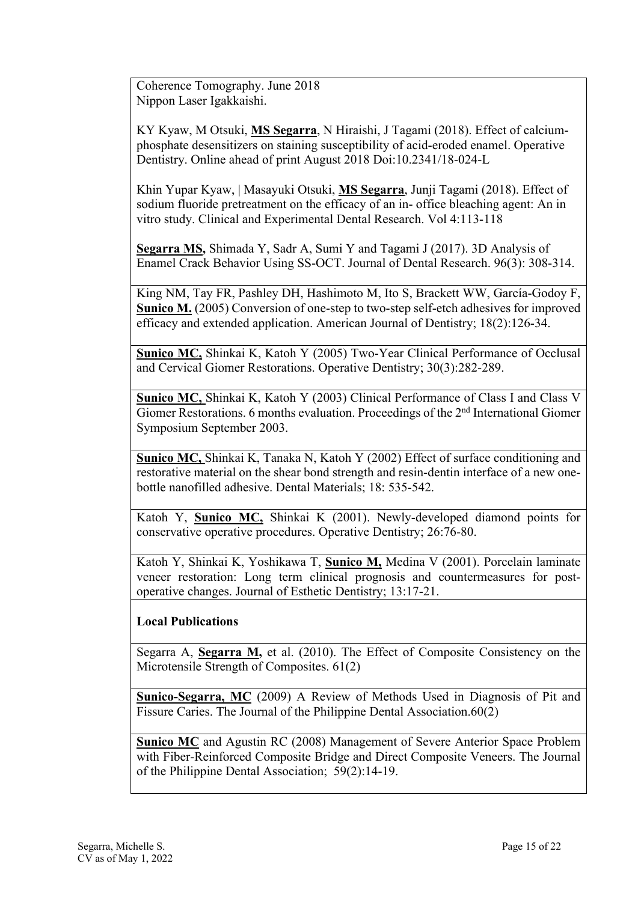Coherence Tomography. June 2018
Nippon Laser Igakkaishi.

KY Kyaw, M Otsuki, **MS Segarra**, N Hiraishi, J Tagami (2018). Effect of calcium-phosphate desensitizers on staining susceptibility of acid-eroded enamel. Operative Dentistry. Online ahead of print August 2018 Doi:10.2341/18-024-L

Khin Yupar Kyaw, | Masayuki Otsuki, **MS Segarra**, Junji Tagami (2018). Effect of sodium fluoride pretreatment on the efficacy of an in- office bleaching agent: An in vitro study. Clinical and Experimental Dental Research. Vol 4:113-118

**Segarra MS,** Shimada Y, Sadr A, Sumi Y and Tagami J (2017). 3D Analysis of Enamel Crack Behavior Using SS-OCT. Journal of Dental Research. 96(3): 308-314.

King NM, Tay FR, Pashley DH, Hashimoto M, Ito S, Brackett WW, García-Godoy F, **Sunico M.** (2005) Conversion of one-step to two-step self-etch adhesives for improved efficacy and extended application. American Journal of Dentistry; 18(2):126-34.

**Sunico MC,** Shinkai K, Katoh Y (2005) Two-Year Clinical Performance of Occlusal and Cervical Giomer Restorations. Operative Dentistry; 30(3):282-289.

**Sunico MC,** Shinkai K, Katoh Y (2003) Clinical Performance of Class I and Class V Giomer Restorations. 6 months evaluation. Proceedings of the 2nd International Giomer Symposium September 2003.

**Sunico MC,** Shinkai K, Tanaka N, Katoh Y (2002) Effect of surface conditioning and restorative material on the shear bond strength and resin-dentin interface of a new one-bottle nanofilled adhesive. Dental Materials; 18: 535-542.

Katoh Y, **Sunico MC,** Shinkai K (2001). Newly-developed diamond points for conservative operative procedures. Operative Dentistry; 26:76-80.

Katoh Y, Shinkai K, Yoshikawa T, **Sunico M,** Medina V (2001). Porcelain laminate veneer restoration: Long term clinical prognosis and countermeasures for post-operative changes. Journal of Esthetic Dentistry; 13:17-21.

**Local Publications**

Segarra A, **Segarra M,** et al. (2010). The Effect of Composite Consistency on the Microtensile Strength of Composites. 61(2)

**Sunico-Segarra, MC** (2009) A Review of Methods Used in Diagnosis of Pit and Fissure Caries. The Journal of the Philippine Dental Association.60(2)

**Sunico MC** and Agustin RC (2008) Management of Severe Anterior Space Problem with Fiber-Reinforced Composite Bridge and Direct Composite Veneers. The Journal of the Philippine Dental Association; 59(2):14-19.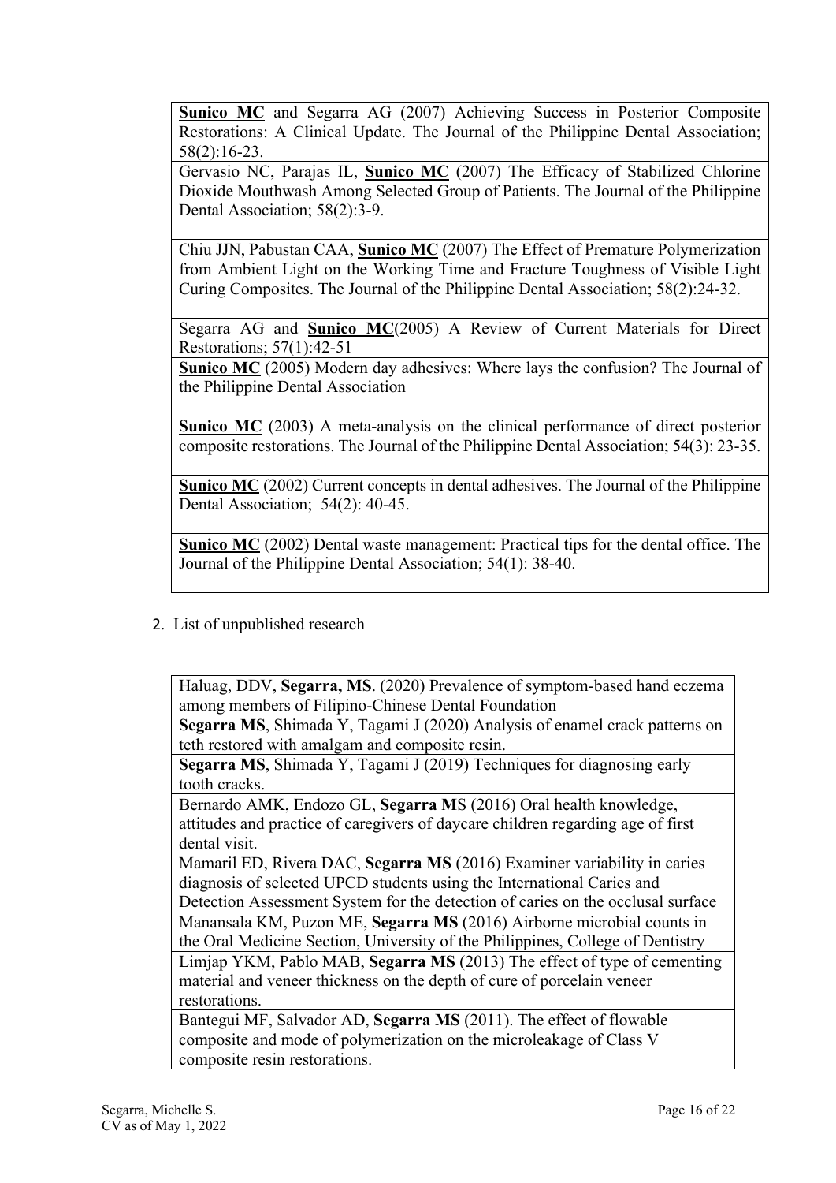| |
|---|
| **Sunico MC** and Segarra AG (2007) Achieving Success in Posterior Composite Restorations: A Clinical Update. The Journal of the Philippine Dental Association; 58(2):16-23. |
| Gervasio NC, Parajas IL, **Sunico MC** (2007) The Efficacy of Stabilized Chlorine Dioxide Mouthwash Among Selected Group of Patients. The Journal of the Philippine Dental Association; 58(2):3-9. |
| Chiu JJN, Pabustan CAA, **Sunico MC** (2007) The Effect of Premature Polymerization from Ambient Light on the Working Time and Fracture Toughness of Visible Light Curing Composites. The Journal of the Philippine Dental Association; 58(2):24-32. |
| Segarra AG and **Sunico MC**(2005) A Review of Current Materials for Direct Restorations; 57(1):42-51 |
| **Sunico MC** (2005) Modern day adhesives: Where lays the confusion? The Journal of the Philippine Dental Association |
| **Sunico MC** (2003) A meta-analysis on the clinical performance of direct posterior composite restorations. The Journal of the Philippine Dental Association; 54(3): 23-35. |
| **Sunico MC** (2002) Current concepts in dental adhesives. The Journal of the Philippine Dental Association; 54(2): 40-45. |
| **Sunico MC** (2002) Dental waste management: Practical tips for the dental office. The Journal of the Philippine Dental Association; 54(1): 38-40. |

2. List of unpublished research

| |
|---|
| Haluag, DDV, **Segarra, MS**. (2020) Prevalence of symptom-based hand eczema among members of Filipino-Chinese Dental Foundation |
| **Segarra MS**, Shimada Y, Tagami J (2020) Analysis of enamel crack patterns on teth restored with amalgam and composite resin. |
| **Segarra MS**, Shimada Y, Tagami J (2019) Techniques for diagnosing early tooth cracks. |
| Bernardo AMK, Endozo GL, **Segarra MS** (2016) Oral health knowledge, attitudes and practice of caregivers of daycare children regarding age of first dental visit. |
| Mamaril ED, Rivera DAC, **Segarra MS** (2016) Examiner variability in caries diagnosis of selected UPCD students using the International Caries and Detection Assessment System for the detection of caries on the occlusal surface |
| Manansala KM, Puzon ME, **Segarra MS** (2016) Airborne microbial counts in the Oral Medicine Section, University of the Philippines, College of Dentistry |
| Limjap YKM, Pablo MAB, **Segarra MS** (2013) The effect of type of cementing material and veneer thickness on the depth of cure of porcelain veneer restorations. |
| Bantegui MF, Salvador AD, **Segarra MS** (2011). The effect of flowable composite and mode of polymerization on the microleakage of Class V composite resin restorations. |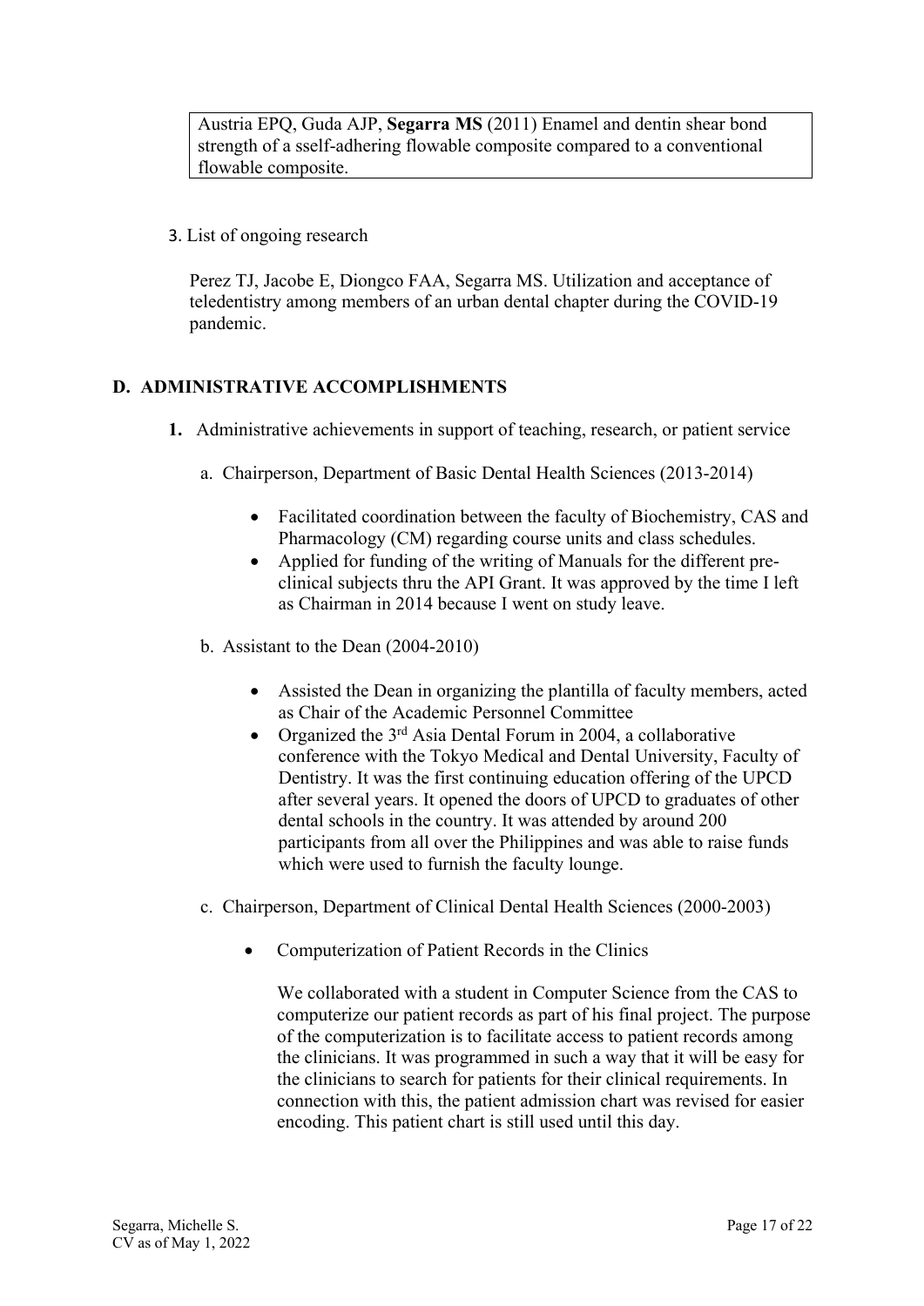Austria EPQ, Guda AJP, **Segarra MS** (2011) Enamel and dentin shear bond strength of a sself-adhering flowable composite compared to a conventional flowable composite.

3. List of ongoing research

Perez TJ, Jacobe E, Diongco FAA, Segarra MS. Utilization and acceptance of teledentistry among members of an urban dental chapter during the COVID-19 pandemic.

## D. ADMINISTRATIVE ACCOMPLISHMENTS

**1.** Administrative achievements in support of teaching, research, or patient service

a. Chairperson, Department of Basic Dental Health Sciences (2013-2014)

- Facilitated coordination between the faculty of Biochemistry, CAS and Pharmacology (CM) regarding course units and class schedules.
- Applied for funding of the writing of Manuals for the different pre-clinical subjects thru the API Grant. It was approved by the time I left as Chairman in 2014 because I went on study leave.

b. Assistant to the Dean (2004-2010)

- Assisted the Dean in organizing the plantilla of faculty members, acted as Chair of the Academic Personnel Committee
- Organized the 3rd Asia Dental Forum in 2004, a collaborative conference with the Tokyo Medical and Dental University, Faculty of Dentistry. It was the first continuing education offering of the UPCD after several years. It opened the doors of UPCD to graduates of other dental schools in the country. It was attended by around 200 participants from all over the Philippines and was able to raise funds which were used to furnish the faculty lounge.

c. Chairperson, Department of Clinical Dental Health Sciences (2000-2003)

- Computerization of Patient Records in the Clinics

  We collaborated with a student in Computer Science from the CAS to computerize our patient records as part of his final project. The purpose of the computerization is to facilitate access to patient records among the clinicians. It was programmed in such a way that it will be easy for the clinicians to search for patients for their clinical requirements. In connection with this, the patient admission chart was revised for easier encoding. This patient chart is still used until this day.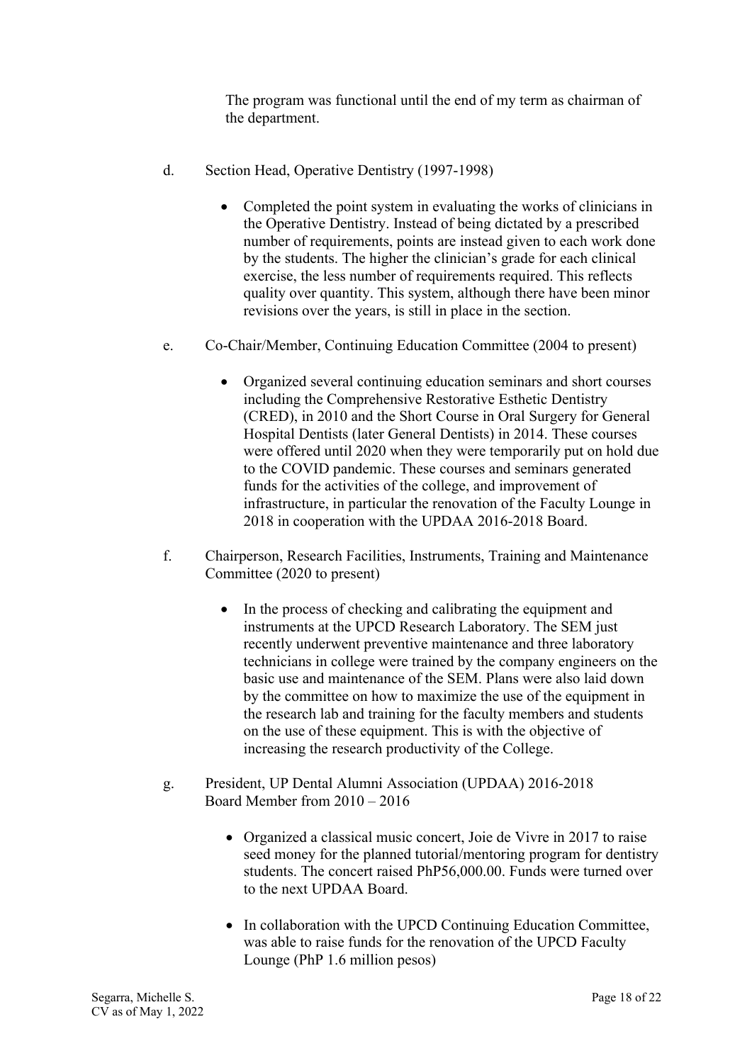The program was functional until the end of my term as chairman of the department.

d. Section Head, Operative Dentistry (1997-1998)

- Completed the point system in evaluating the works of clinicians in the Operative Dentistry. Instead of being dictated by a prescribed number of requirements, points are instead given to each work done by the students. The higher the clinician's grade for each clinical exercise, the less number of requirements required. This reflects quality over quantity. This system, although there have been minor revisions over the years, is still in place in the section.

e. Co-Chair/Member, Continuing Education Committee (2004 to present)

- Organized several continuing education seminars and short courses including the Comprehensive Restorative Esthetic Dentistry (CRED), in 2010 and the Short Course in Oral Surgery for General Hospital Dentists (later General Dentists) in 2014. These courses were offered until 2020 when they were temporarily put on hold due to the COVID pandemic. These courses and seminars generated funds for the activities of the college, and improvement of infrastructure, in particular the renovation of the Faculty Lounge in 2018 in cooperation with the UPDAA 2016-2018 Board.

f. Chairperson, Research Facilities, Instruments, Training and Maintenance Committee (2020 to present)

- In the process of checking and calibrating the equipment and instruments at the UPCD Research Laboratory. The SEM just recently underwent preventive maintenance and three laboratory technicians in college were trained by the company engineers on the basic use and maintenance of the SEM. Plans were also laid down by the committee on how to maximize the use of the equipment in the research lab and training for the faculty members and students on the use of these equipment. This is with the objective of increasing the research productivity of the College.

g. President, UP Dental Alumni Association (UPDAA) 2016-2018
Board Member from 2010 – 2016

- Organized a classical music concert, Joie de Vivre in 2017 to raise seed money for the planned tutorial/mentoring program for dentistry students. The concert raised PhP56,000.00. Funds were turned over to the next UPDAA Board.

- In collaboration with the UPCD Continuing Education Committee, was able to raise funds for the renovation of the UPCD Faculty Lounge (PhP 1.6 million pesos)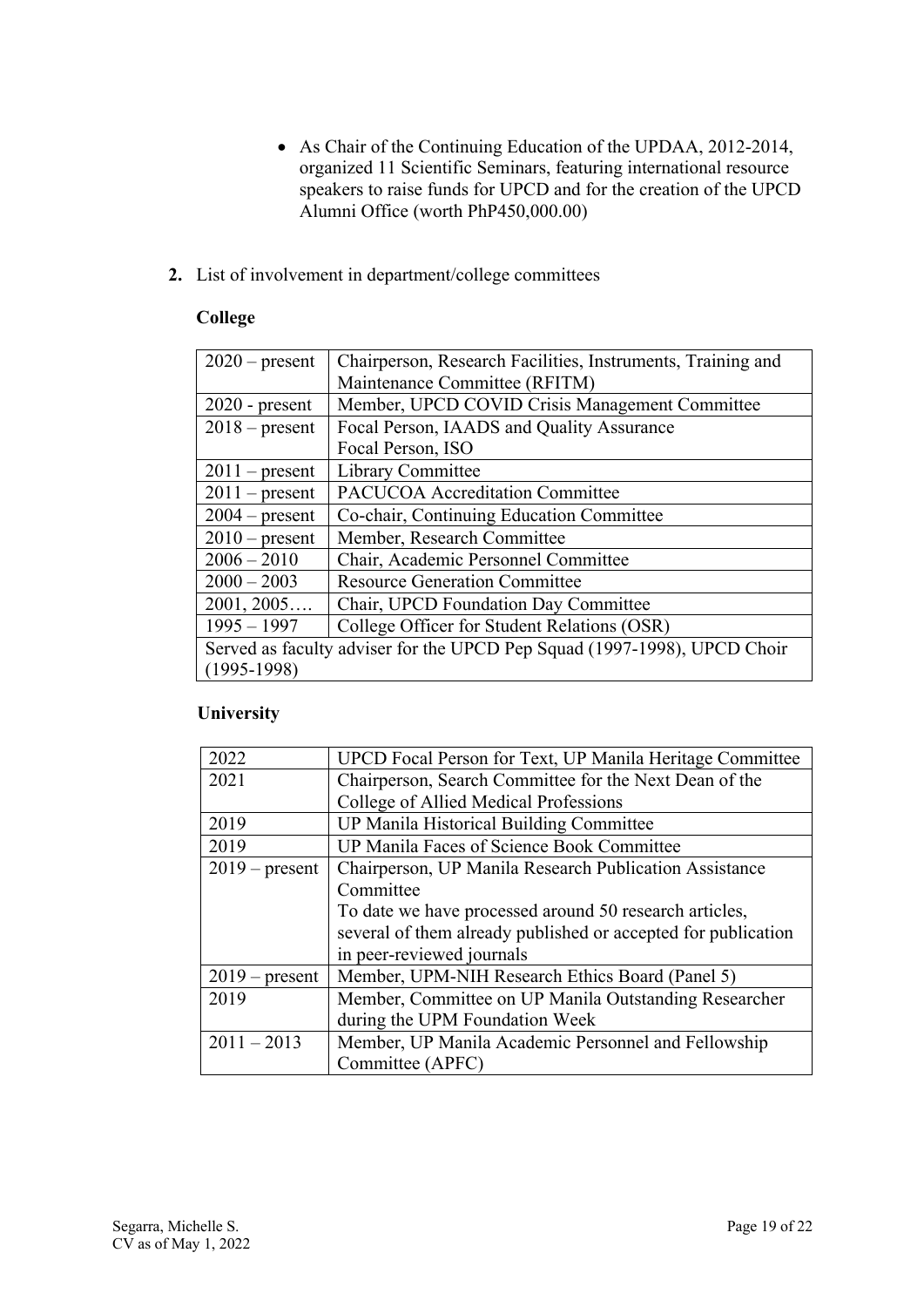- As Chair of the Continuing Education of the UPDAA, 2012-2014, organized 11 Scientific Seminars, featuring international resource speakers to raise funds for UPCD and for the creation of the UPCD Alumni Office (worth PhP450,000.00)

**2.** List of involvement in department/college committees

**College**

| | |
|---|---|
| 2020 – present | Chairperson, Research Facilities, Instruments, Training and Maintenance Committee (RFITM) |
| 2020 - present | Member, UPCD COVID Crisis Management Committee |
| 2018 – present | Focal Person, IAADS and Quality Assurance<br>Focal Person, ISO |
| 2011 – present | Library Committee |
| 2011 – present | PACUCOA Accreditation Committee |
| 2004 – present | Co-chair, Continuing Education Committee |
| 2010 – present | Member, Research Committee |
| 2006 – 2010 | Chair, Academic Personnel Committee |
| 2000 – 2003 | Resource Generation Committee |
| 2001, 2005…. | Chair, UPCD Foundation Day Committee |
| 1995 – 1997 | College Officer for Student Relations (OSR) |
| Served as faculty adviser for the UPCD Pep Squad (1997-1998), UPCD Choir (1995-1998) | |

**University**

| | |
|---|---|
| 2022 | UPCD Focal Person for Text, UP Manila Heritage Committee |
| 2021 | Chairperson, Search Committee for the Next Dean of the College of Allied Medical Professions |
| 2019 | UP Manila Historical Building Committee |
| 2019 | UP Manila Faces of Science Book Committee |
| 2019 – present | Chairperson, UP Manila Research Publication Assistance Committee<br>To date we have processed around 50 research articles, several of them already published or accepted for publication in peer-reviewed journals |
| 2019 – present | Member, UPM-NIH Research Ethics Board (Panel 5) |
| 2019 | Member, Committee on UP Manila Outstanding Researcher during the UPM Foundation Week |
| 2011 – 2013 | Member, UP Manila Academic Personnel and Fellowship Committee (APFC) |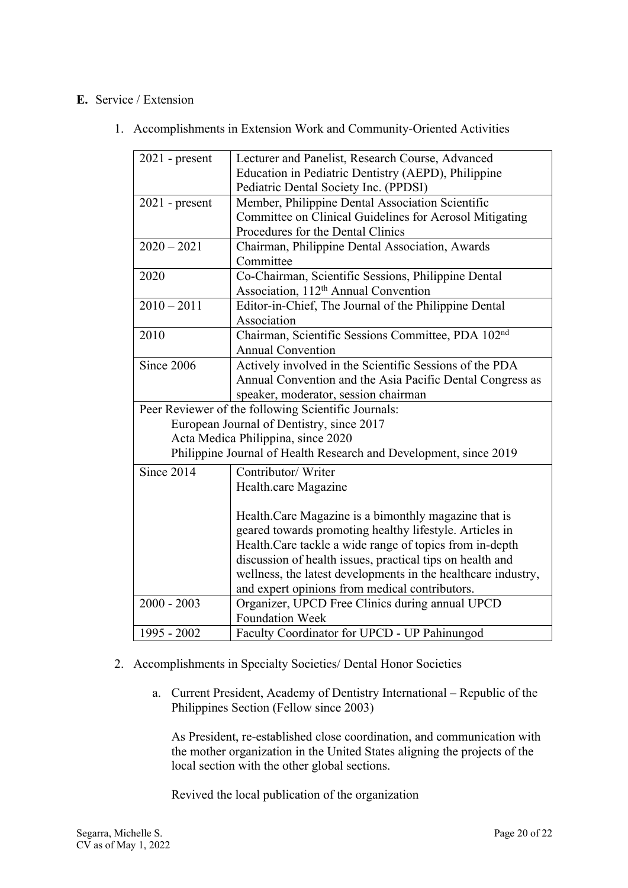**E.** Service / Extension

1. Accomplishments in Extension Work and Community-Oriented Activities

| | |
|---|---|
| 2021 - present | Lecturer and Panelist, Research Course, Advanced Education in Pediatric Dentistry (AEPD), Philippine Pediatric Dental Society Inc. (PPDSI) |
| 2021 - present | Member, Philippine Dental Association Scientific Committee on Clinical Guidelines for Aerosol Mitigating Procedures for the Dental Clinics |
| 2020 – 2021 | Chairman, Philippine Dental Association, Awards Committee |
| 2020 | Co-Chairman, Scientific Sessions, Philippine Dental Association, 112th Annual Convention |
| 2010 – 2011 | Editor-in-Chief, The Journal of the Philippine Dental Association |
| 2010 | Chairman, Scientific Sessions Committee, PDA 102nd Annual Convention |
| Since 2006 | Actively involved in the Scientific Sessions of the PDA Annual Convention and the Asia Pacific Dental Congress as speaker, moderator, session chairman |
| Peer Reviewer of the following Scientific Journals:<br>European Journal of Dentistry, since 2017<br>Acta Medica Philippina, since 2020<br>Philippine Journal of Health Research and Development, since 2019 | |
| Since 2014 | Contributor/ Writer<br>Health.care Magazine<br><br>Health.Care Magazine is a bimonthly magazine that is geared towards promoting healthy lifestyle. Articles in Health.Care tackle a wide range of topics from in-depth discussion of health issues, practical tips on health and wellness, the latest developments in the healthcare industry, and expert opinions from medical contributors. |
| 2000 - 2003 | Organizer, UPCD Free Clinics during annual UPCD Foundation Week |
| 1995 - 2002 | Faculty Coordinator for UPCD - UP Pahinungod |

2. Accomplishments in Specialty Societies/ Dental Honor Societies

   a. Current President, Academy of Dentistry International – Republic of the Philippines Section (Fellow since 2003)

      As President, re-established close coordination, and communication with the mother organization in the United States aligning the projects of the local section with the other global sections.

      Revived the local publication of the organization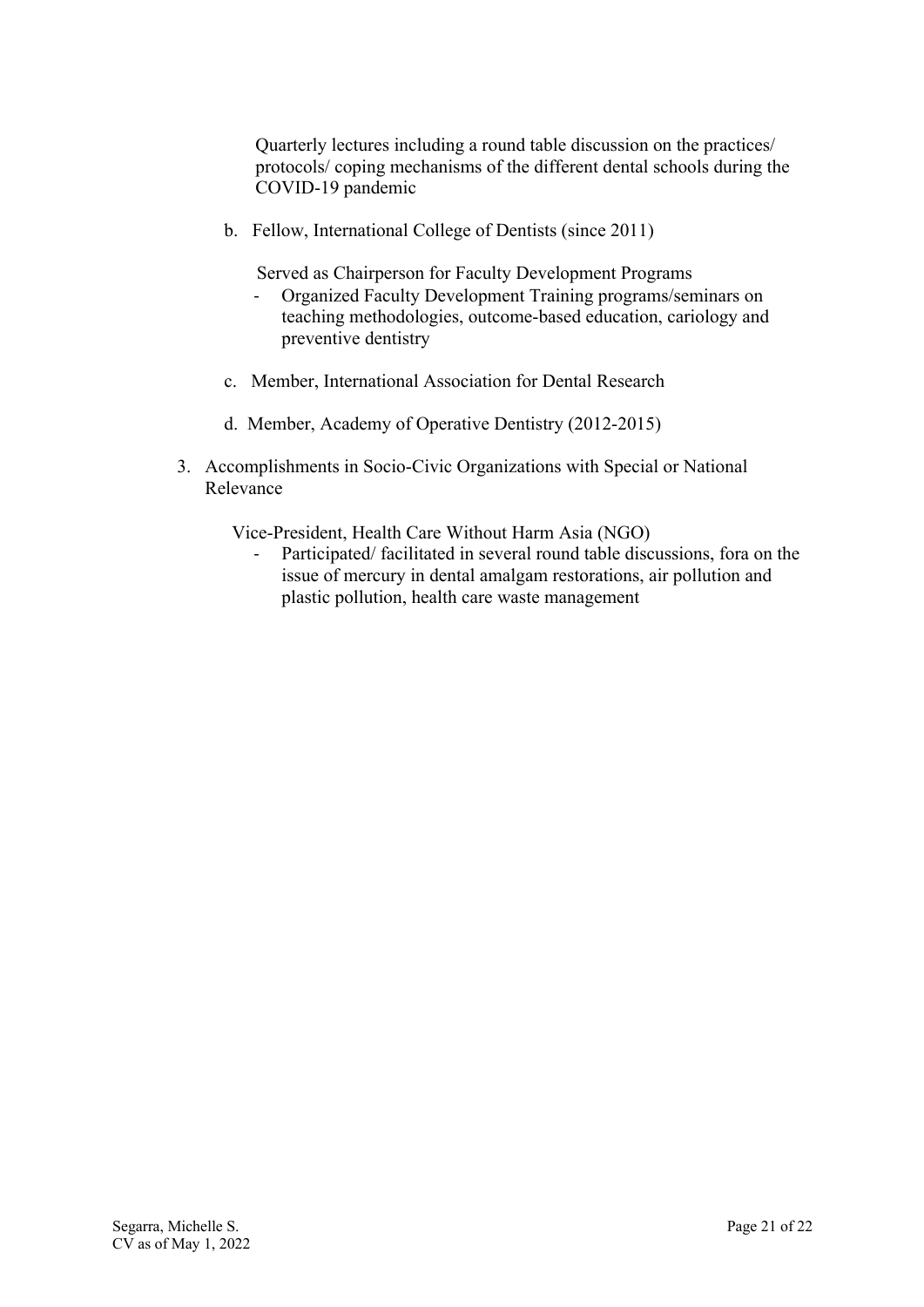Quarterly lectures including a round table discussion on the practices/ protocols/ coping mechanisms of the different dental schools during the COVID-19 pandemic

b. Fellow, International College of Dentists (since 2011)

Served as Chairperson for Faculty Development Programs

- Organized Faculty Development Training programs/seminars on teaching methodologies, outcome-based education, cariology and preventive dentistry

c. Member, International Association for Dental Research

d. Member, Academy of Operative Dentistry (2012-2015)

3. Accomplishments in Socio-Civic Organizations with Special or National Relevance

Vice-President, Health Care Without Harm Asia (NGO)

- Participated/ facilitated in several round table discussions, fora on the issue of mercury in dental amalgam restorations, air pollution and plastic pollution, health care waste management